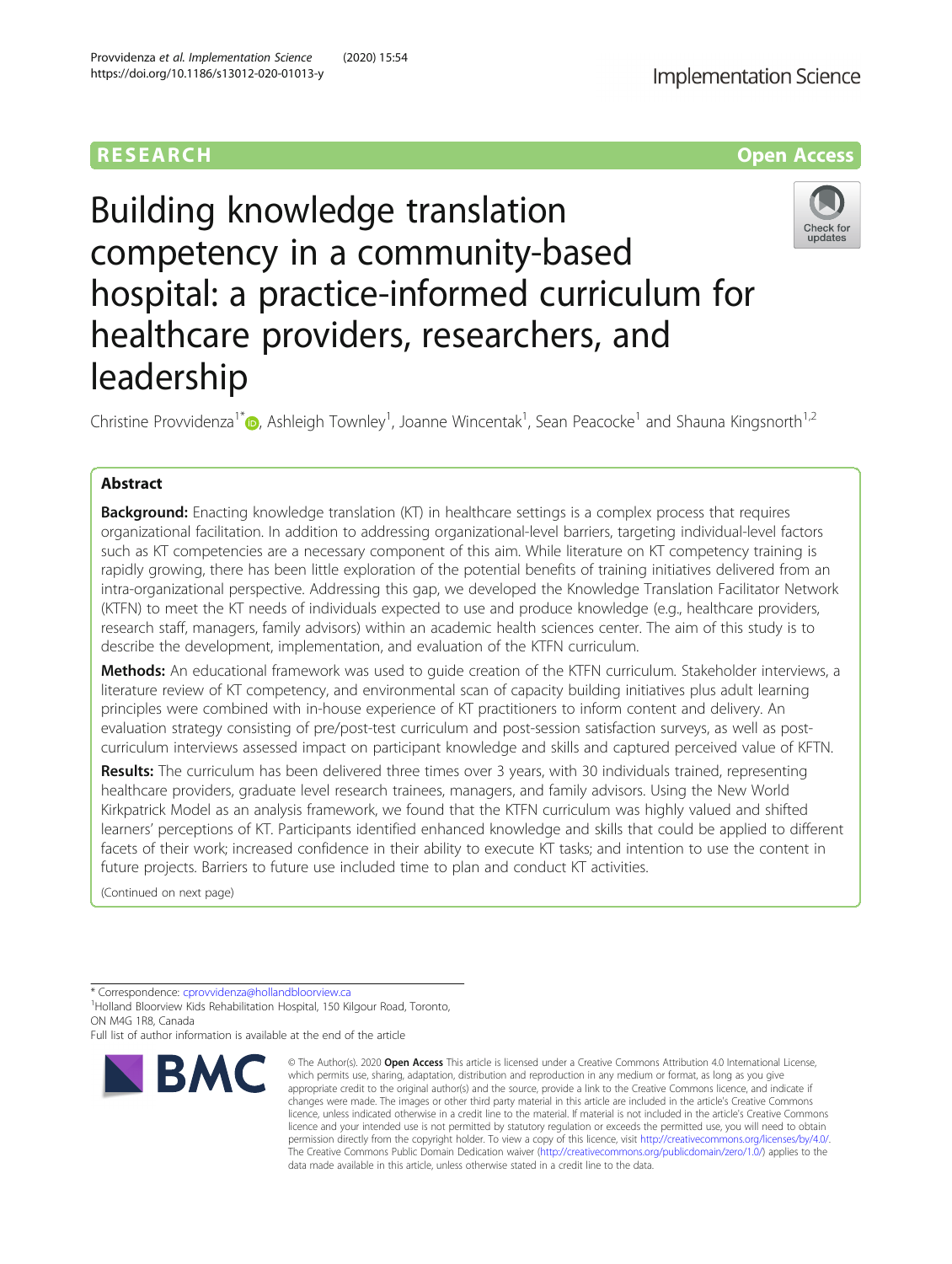RESEARCH

Open Access

# Building knowledge translation competency in a community-based hospital: a practice-informed curriculum for healthcare providers, researchers, and leadership

Christine Provvidenza[1*], Ashleigh Townley[1], Joanne Wincentak[1], Sean Peacocke[1] and Shauna Kingsnorth[1,2]

## Abstract

**Background:** Enacting knowledge translation (KT) in healthcare settings is a complex process that requires organizational facilitation. In addition to addressing organizational-level barriers, targeting individual-level factors such as KT competencies are a necessary component of this aim. While literature on KT competency training is rapidly growing, there has been little exploration of the potential benefits of training initiatives delivered from an intra-organizational perspective. Addressing this gap, we developed the Knowledge Translation Facilitator Network (KTFN) to meet the KT needs of individuals expected to use and produce knowledge (e.g., healthcare providers, research staff, managers, family advisors) within an academic health sciences center. The aim of this study is to describe the development, implementation, and evaluation of the KTFN curriculum.

**Methods:** An educational framework was used to guide creation of the KTFN curriculum. Stakeholder interviews, a literature review of KT competency, and environmental scan of capacity building initiatives plus adult learning principles were combined with in-house experience of KT practitioners to inform content and delivery. An evaluation strategy consisting of pre/post-test curriculum and post-session satisfaction surveys, as well as post-curriculum interviews assessed impact on participant knowledge and skills and captured perceived value of KFTN.

**Results:** The curriculum has been delivered three times over 3 years, with 30 individuals trained, representing healthcare providers, graduate level research trainees, managers, and family advisors. Using the New World Kirkpatrick Model as an analysis framework, we found that the KTFN curriculum was highly valued and shifted learners' perceptions of KT. Participants identified enhanced knowledge and skills that could be applied to different facets of their work; increased confidence in their ability to execute KT tasks; and intention to use the content in future projects. Barriers to future use included time to plan and conduct KT activities.

(Continued on next page)

\* Correspondence: cprovvidenza@hollandbloorview.ca

[1]Holland Bloorview Kids Rehabilitation Hospital, 150 Kilgour Road, Toronto, ON M4G 1R8, Canada

Full list of author information is available at the end of the article

© The Author(s). 2020 **Open Access** This article is licensed under a Creative Commons Attribution 4.0 International License, which permits use, sharing, adaptation, distribution and reproduction in any medium or format, as long as you give appropriate credit to the original author(s) and the source, provide a link to the Creative Commons licence, and indicate if changes were made. The images or other third party material in this article are included in the article's Creative Commons licence, unless indicated otherwise in a credit line to the material. If material is not included in the article's Creative Commons licence and your intended use is not permitted by statutory regulation or exceeds the permitted use, you will need to obtain permission directly from the copyright holder. To view a copy of this licence, visit http://creativecommons.org/licenses/by/4.0/. The Creative Commons Public Domain Dedication waiver (http://creativecommons.org/publicdomain/zero/1.0/) applies to the data made available in this article, unless otherwise stated in a credit line to the data.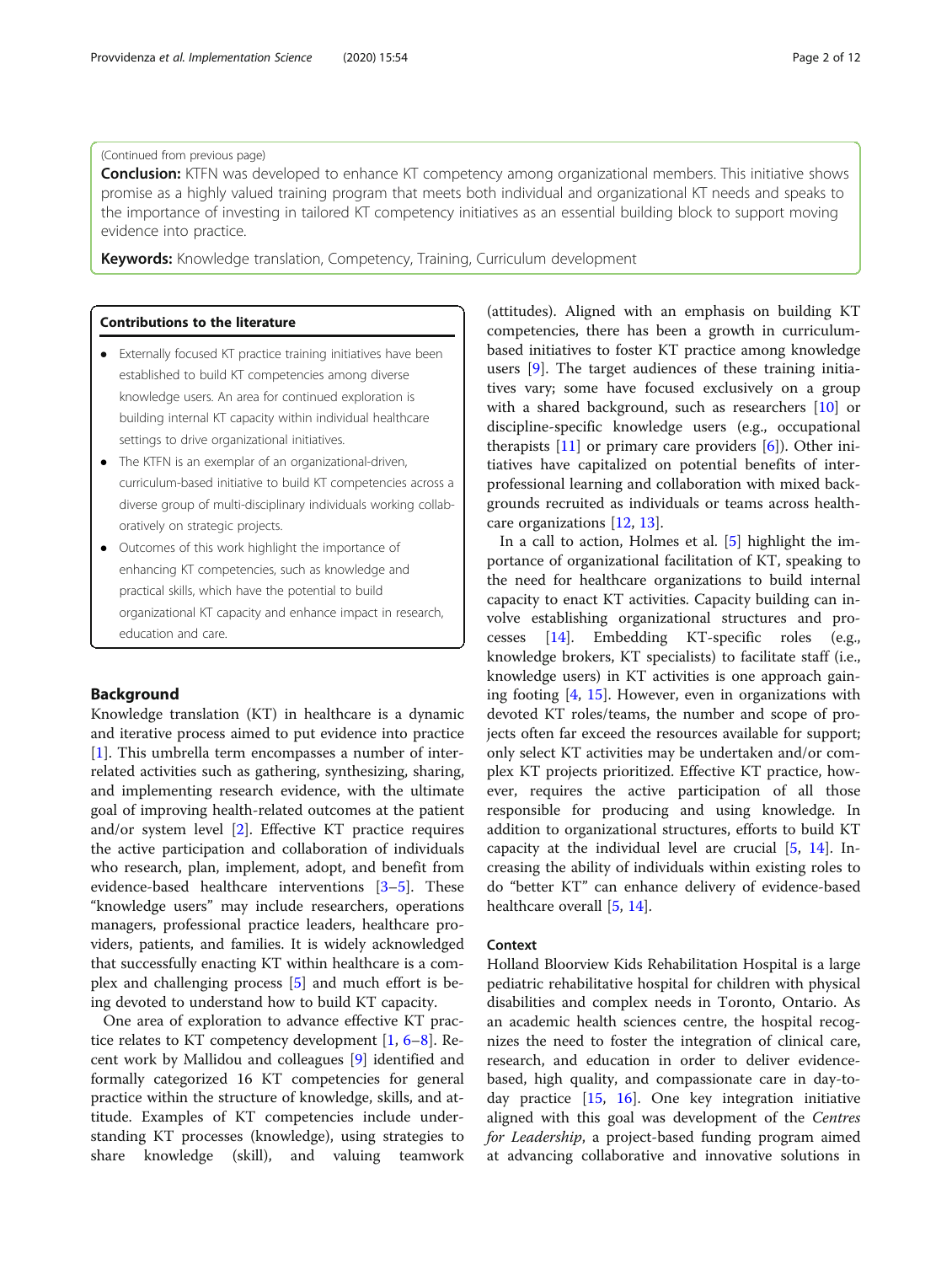(Continued from previous page)

**Conclusion:** KTFN was developed to enhance KT competency among organizational members. This initiative shows promise as a highly valued training program that meets both individual and organizational KT needs and speaks to the importance of investing in tailored KT competency initiatives as an essential building block to support moving evidence into practice.

**Keywords:** Knowledge translation, Competency, Training, Curriculum development

**Contributions to the literature**

- Externally focused KT practice training initiatives have been established to build KT competencies among diverse knowledge users. An area for continued exploration is building internal KT capacity within individual healthcare settings to drive organizational initiatives.
- The KTFN is an exemplar of an organizational-driven, curriculum-based initiative to build KT competencies across a diverse group of multi-disciplinary individuals working collaboratively on strategic projects.
- Outcomes of this work highlight the importance of enhancing KT competencies, such as knowledge and practical skills, which have the potential to build organizational KT capacity and enhance impact in research, education and care.

## Background

Knowledge translation (KT) in healthcare is a dynamic and iterative process aimed to put evidence into practice [1]. This umbrella term encompasses a number of interrelated activities such as gathering, synthesizing, sharing, and implementing research evidence, with the ultimate goal of improving health-related outcomes at the patient and/or system level [2]. Effective KT practice requires the active participation and collaboration of individuals who research, plan, implement, adopt, and benefit from evidence-based healthcare interventions [3–5]. These "knowledge users" may include researchers, operations managers, professional practice leaders, healthcare providers, patients, and families. It is widely acknowledged that successfully enacting KT within healthcare is a complex and challenging process [5] and much effort is being devoted to understand how to build KT capacity.

One area of exploration to advance effective KT practice relates to KT competency development [1, 6–8]. Recent work by Mallidou and colleagues [9] identified and formally categorized 16 KT competencies for general practice within the structure of knowledge, skills, and attitude. Examples of KT competencies include understanding KT processes (knowledge), using strategies to share knowledge (skill), and valuing teamwork (attitudes). Aligned with an emphasis on building KT competencies, there has been a growth in curriculum-based initiatives to foster KT practice among knowledge users [9]. The target audiences of these training initiatives vary; some have focused exclusively on a group with a shared background, such as researchers [10] or discipline-specific knowledge users (e.g., occupational therapists [11] or primary care providers [6]). Other initiatives have capitalized on potential benefits of interprofessional learning and collaboration with mixed backgrounds recruited as individuals or teams across healthcare organizations [12, 13].

In a call to action, Holmes et al. [5] highlight the importance of organizational facilitation of KT, speaking to the need for healthcare organizations to build internal capacity to enact KT activities. Capacity building can involve establishing organizational structures and processes [14]. Embedding KT-specific roles (e.g., knowledge brokers, KT specialists) to facilitate staff (i.e., knowledge users) in KT activities is one approach gaining footing [4, 15]. However, even in organizations with devoted KT roles/teams, the number and scope of projects often far exceed the resources available for support; only select KT activities may be undertaken and/or complex KT projects prioritized. Effective KT practice, however, requires the active participation of all those responsible for producing and using knowledge. In addition to organizational structures, efforts to build KT capacity at the individual level are crucial [5, 14]. Increasing the ability of individuals within existing roles to do "better KT" can enhance delivery of evidence-based healthcare overall [5, 14].

### Context

Holland Bloorview Kids Rehabilitation Hospital is a large pediatric rehabilitative hospital for children with physical disabilities and complex needs in Toronto, Ontario. As an academic health sciences centre, the hospital recognizes the need to foster the integration of clinical care, research, and education in order to deliver evidence-based, high quality, and compassionate care in day-to-day practice [15, 16]. One key integration initiative aligned with this goal was development of the *Centres for Leadership*, a project-based funding program aimed at advancing collaborative and innovative solutions in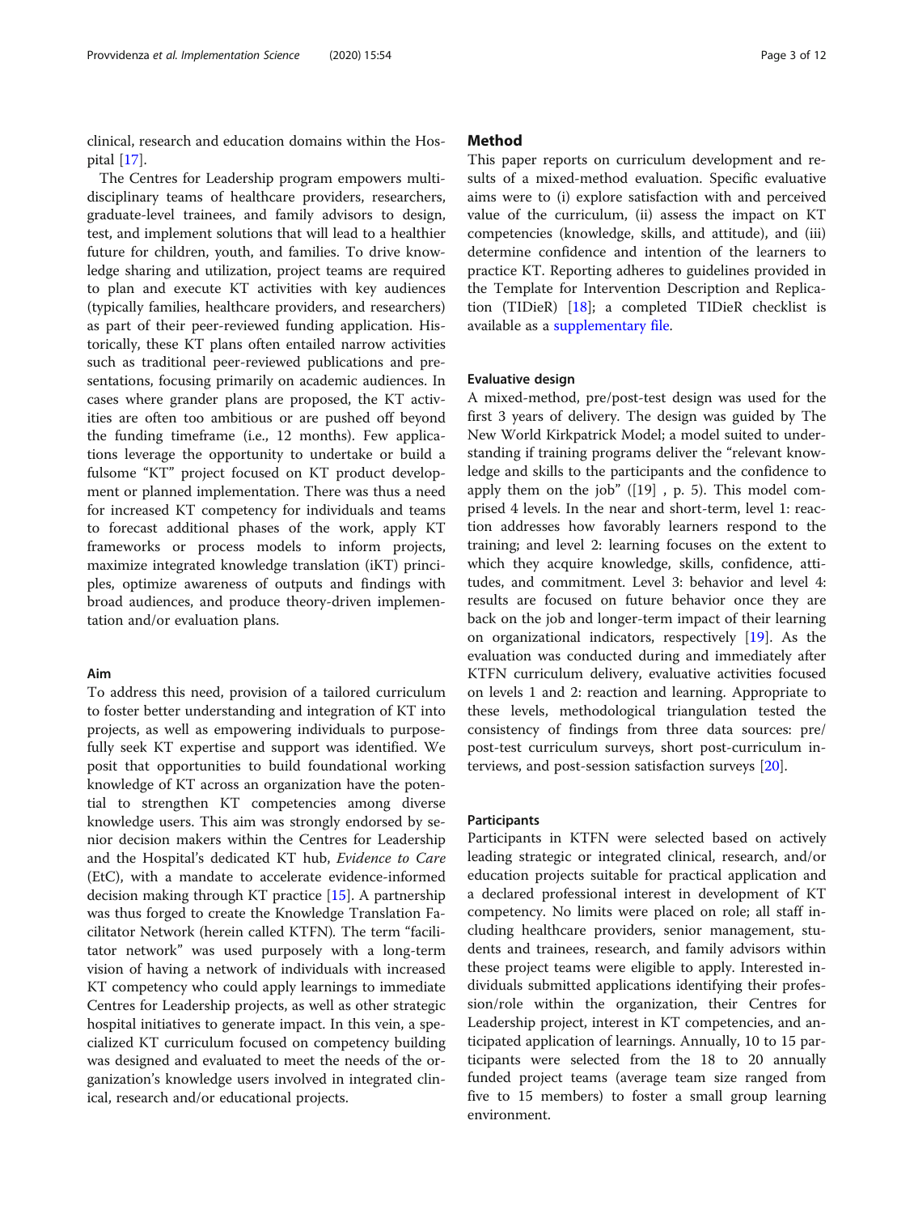clinical, research and education domains within the Hospital [17].

The Centres for Leadership program empowers multidisciplinary teams of healthcare providers, researchers, graduate-level trainees, and family advisors to design, test, and implement solutions that will lead to a healthier future for children, youth, and families. To drive knowledge sharing and utilization, project teams are required to plan and execute KT activities with key audiences (typically families, healthcare providers, and researchers) as part of their peer-reviewed funding application. Historically, these KT plans often entailed narrow activities such as traditional peer-reviewed publications and presentations, focusing primarily on academic audiences. In cases where grander plans are proposed, the KT activities are often too ambitious or are pushed off beyond the funding timeframe (i.e., 12 months). Few applications leverage the opportunity to undertake or build a fulsome "KT" project focused on KT product development or planned implementation. There was thus a need for increased KT competency for individuals and teams to forecast additional phases of the work, apply KT frameworks or process models to inform projects, maximize integrated knowledge translation (iKT) principles, optimize awareness of outputs and findings with broad audiences, and produce theory-driven implementation and/or evaluation plans.

### Aim

To address this need, provision of a tailored curriculum to foster better understanding and integration of KT into projects, as well as empowering individuals to purposefully seek KT expertise and support was identified. We posit that opportunities to build foundational working knowledge of KT across an organization have the potential to strengthen KT competencies among diverse knowledge users. This aim was strongly endorsed by senior decision makers within the Centres for Leadership and the Hospital's dedicated KT hub, *Evidence to Care* (EtC), with a mandate to accelerate evidence-informed decision making through KT practice [15]. A partnership was thus forged to create the Knowledge Translation Facilitator Network (herein called KTFN). The term "facilitator network" was used purposely with a long-term vision of having a network of individuals with increased KT competency who could apply learnings to immediate Centres for Leadership projects, as well as other strategic hospital initiatives to generate impact. In this vein, a specialized KT curriculum focused on competency building was designed and evaluated to meet the needs of the organization's knowledge users involved in integrated clinical, research and/or educational projects.

## Method

This paper reports on curriculum development and results of a mixed-method evaluation. Specific evaluative aims were to (i) explore satisfaction with and perceived value of the curriculum, (ii) assess the impact on KT competencies (knowledge, skills, and attitude), and (iii) determine confidence and intention of the learners to practice KT. Reporting adheres to guidelines provided in the Template for Intervention Description and Replication (TIDieR) [18]; a completed TIDieR checklist is available as a supplementary file.

### Evaluative design

A mixed-method, pre/post-test design was used for the first 3 years of delivery. The design was guided by The New World Kirkpatrick Model; a model suited to understanding if training programs deliver the "relevant knowledge and skills to the participants and the confidence to apply them on the job" ([19] , p. 5). This model comprised 4 levels. In the near and short-term, level 1: reaction addresses how favorably learners respond to the training; and level 2: learning focuses on the extent to which they acquire knowledge, skills, confidence, attitudes, and commitment. Level 3: behavior and level 4: results are focused on future behavior once they are back on the job and longer-term impact of their learning on organizational indicators, respectively [19]. As the evaluation was conducted during and immediately after KTFN curriculum delivery, evaluative activities focused on levels 1 and 2: reaction and learning. Appropriate to these levels, methodological triangulation tested the consistency of findings from three data sources: pre/post-test curriculum surveys, short post-curriculum interviews, and post-session satisfaction surveys [20].

### Participants

Participants in KTFN were selected based on actively leading strategic or integrated clinical, research, and/or education projects suitable for practical application and a declared professional interest in development of KT competency. No limits were placed on role; all staff including healthcare providers, senior management, students and trainees, research, and family advisors within these project teams were eligible to apply. Interested individuals submitted applications identifying their profession/role within the organization, their Centres for Leadership project, interest in KT competencies, and anticipated application of learnings. Annually, 10 to 15 participants were selected from the 18 to 20 annually funded project teams (average team size ranged from five to 15 members) to foster a small group learning environment.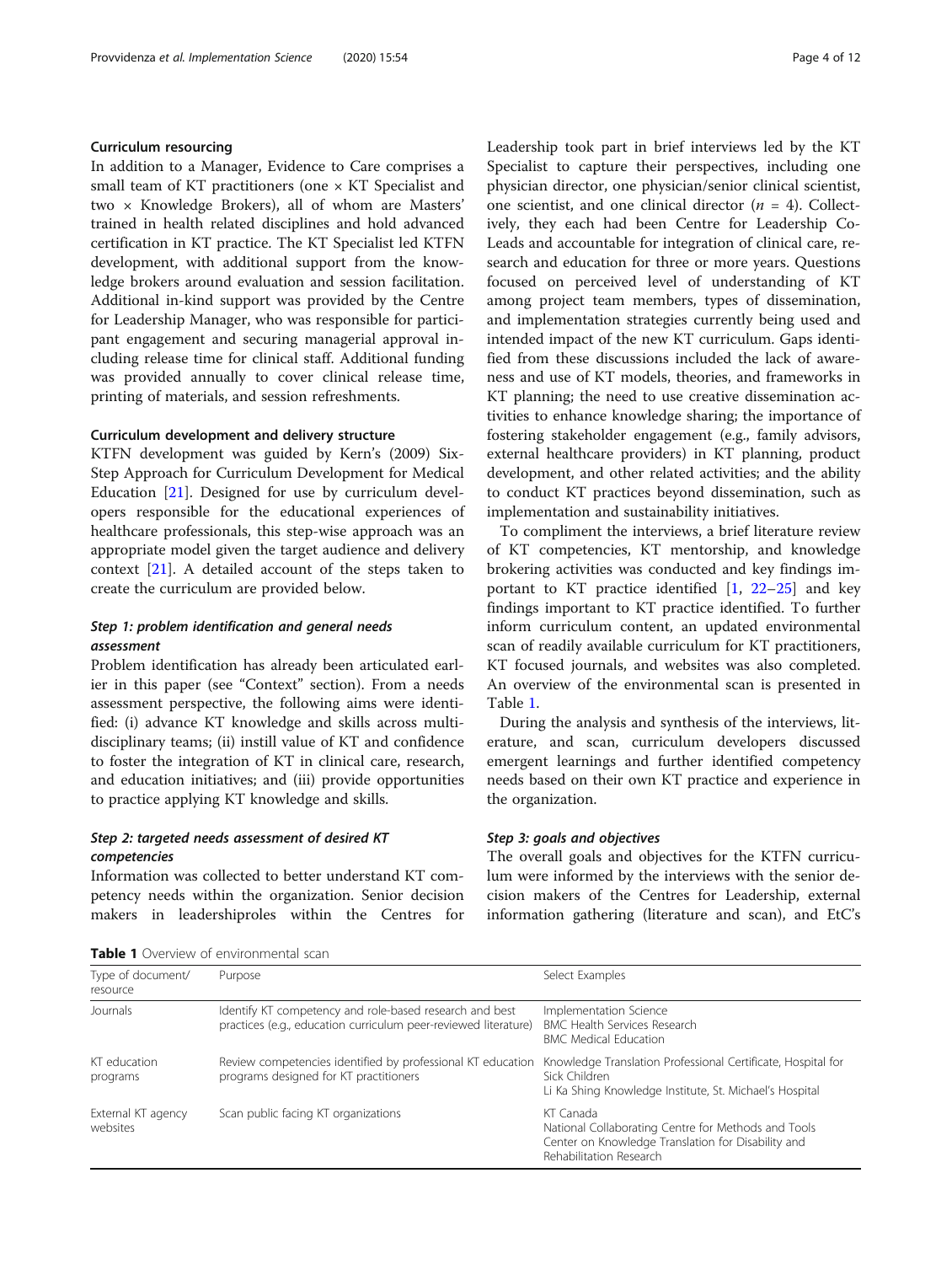#### Curriculum resourcing

In addition to a Manager, Evidence to Care comprises a small team of KT practitioners (one × KT Specialist and two × Knowledge Brokers), all of whom are Masters' trained in health related disciplines and hold advanced certification in KT practice. The KT Specialist led KTFN development, with additional support from the knowledge brokers around evaluation and session facilitation. Additional in-kind support was provided by the Centre for Leadership Manager, who was responsible for participant engagement and securing managerial approval including release time for clinical staff. Additional funding was provided annually to cover clinical release time, printing of materials, and session refreshments.

#### Curriculum development and delivery structure

KTFN development was guided by Kern's (2009) Six-Step Approach for Curriculum Development for Medical Education [21]. Designed for use by curriculum developers responsible for the educational experiences of healthcare professionals, this step-wise approach was an appropriate model given the target audience and delivery context [21]. A detailed account of the steps taken to create the curriculum are provided below.

##### *Step 1: problem identification and general needs assessment*

Problem identification has already been articulated earlier in this paper (see "Context" section). From a needs assessment perspective, the following aims were identified: (i) advance KT knowledge and skills across multidisciplinary teams; (ii) instill value of KT and confidence to foster the integration of KT in clinical care, research, and education initiatives; and (iii) provide opportunities to practice applying KT knowledge and skills.

##### *Step 2: targeted needs assessment of desired KT competencies*

Information was collected to better understand KT competency needs within the organization. Senior decision makers in leadershiproles within the Centres for Leadership took part in brief interviews led by the KT Specialist to capture their perspectives, including one physician director, one physician/senior clinical scientist, one scientist, and one clinical director ($n$ = 4). Collectively, they each had been Centre for Leadership Co-Leads and accountable for integration of clinical care, research and education for three or more years. Questions focused on perceived level of understanding of KT among project team members, types of dissemination, and implementation strategies currently being used and intended impact of the new KT curriculum. Gaps identified from these discussions included the lack of awareness and use of KT models, theories, and frameworks in KT planning; the need to use creative dissemination activities to enhance knowledge sharing; the importance of fostering stakeholder engagement (e.g., family advisors, external healthcare providers) in KT planning, product development, and other related activities; and the ability to conduct KT practices beyond dissemination, such as implementation and sustainability initiatives.

To compliment the interviews, a brief literature review of KT competencies, KT mentorship, and knowledge brokering activities was conducted and key findings important to KT practice identified [1, 22–25] and key findings important to KT practice identified. To further inform curriculum content, an updated environmental scan of readily available curriculum for KT practitioners, KT focused journals, and websites was also completed. An overview of the environmental scan is presented in Table 1.

During the analysis and synthesis of the interviews, literature, and scan, curriculum developers discussed emergent learnings and further identified competency needs based on their own KT practice and experience in the organization.

##### *Step 3: goals and objectives*

The overall goals and objectives for the KTFN curriculum were informed by the interviews with the senior decision makers of the Centres for Leadership, external information gathering (literature and scan), and EtC's

**Table 1** Overview of environmental scan

| Type of document/ resource | Purpose | Select Examples |
|---|---|---|
| Journals | Identify KT competency and role-based research and best practices (e.g., education curriculum peer-reviewed literature) | Implementation Science<br>BMC Health Services Research<br>BMC Medical Education |
| KT education programs | Review competencies identified by professional KT education programs designed for KT practitioners | Knowledge Translation Professional Certificate, Hospital for Sick Children<br>Li Ka Shing Knowledge Institute, St. Michael's Hospital |
| External KT agency websites | Scan public facing KT organizations | KT Canada<br>National Collaborating Centre for Methods and Tools<br>Center on Knowledge Translation for Disability and Rehabilitation Research |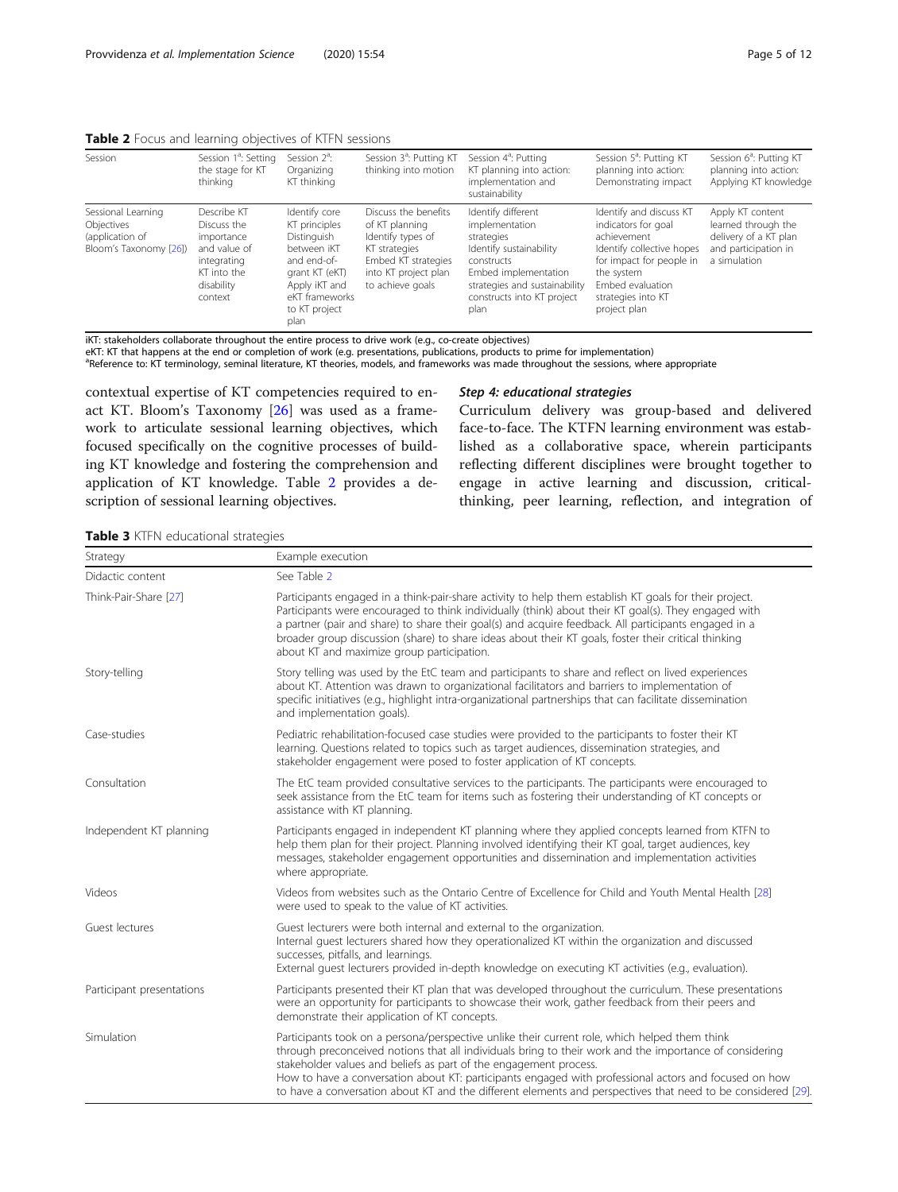**Table 2** Focus and learning objectives of KTFN sessions

| Session | Session 1[a]: Setting the stage for KT thinking | Session 2[a]: Organizing KT thinking | Session 3[a]: Putting KT thinking into motion | Session 4[a]: Putting KT planning into action: implementation and sustainability | Session 5[a]: Putting KT planning into action: Demonstrating impact | Session 6[a]: Putting KT planning into action: Applying KT knowledge |
|---|---|---|---|---|---|---|
| Sessional Learning Objectives (application of Bloom's Taxonomy [26]) | Describe KT Discuss the importance and value of integrating KT into the disability context | Identify core KT principles Distinguish between iKT and end-of-grant KT (eKT) Apply iKT and eKT frameworks to KT project plan | Discuss the benefits of KT planning Identify types of KT strategies Embed KT strategies into KT project plan to achieve goals | Identify different implementation strategies Identify sustainability constructs Embed implementation strategies and sustainability constructs into KT project plan | Identify and discuss KT indicators for goal achievement Identify collective hopes for impact for people in the system Embed evaluation strategies into KT project plan | Apply KT content learned through the delivery of a KT plan and participation in a simulation |

iKT: stakeholders collaborate throughout the entire process to drive work (e.g., co-create objectives)
eKT: KT that happens at the end or completion of work (e.g. presentations, publications, products to prime for implementation)
[a]Reference to: KT terminology, seminal literature, KT theories, models, and frameworks was made throughout the sessions, where appropriate

contextual expertise of KT competencies required to enact KT. Bloom's Taxonomy [26] was used as a framework to articulate sessional learning objectives, which focused specifically on the cognitive processes of building KT knowledge and fostering the comprehension and application of KT knowledge. Table 2 provides a description of sessional learning objectives.

### Step 4: educational strategies

Curriculum delivery was group-based and delivered face-to-face. The KTFN learning environment was established as a collaborative space, wherein participants reflecting different disciplines were brought together to engage in active learning and discussion, critical-thinking, peer learning, reflection, and integration of

**Table 3** KTFN educational strategies

| Strategy | Example execution |
|---|---|
| Didactic content | See Table 2 |
| Think-Pair-Share [27] | Participants engaged in a think-pair-share activity to help them establish KT goals for their project. Participants were encouraged to think individually (think) about their KT goal(s). They engaged with a partner (pair and share) to share their goal(s) and acquire feedback. All participants engaged in a broader group discussion (share) to share ideas about their KT goals, foster their critical thinking about KT and maximize group participation. |
| Story-telling | Story telling was used by the EtC team and participants to share and reflect on lived experiences about KT. Attention was drawn to organizational facilitators and barriers to implementation of specific initiatives (e.g., highlight intra-organizational partnerships that can facilitate dissemination and implementation goals). |
| Case-studies | Pediatric rehabilitation-focused case studies were provided to the participants to foster their KT learning. Questions related to topics such as target audiences, dissemination strategies, and stakeholder engagement were posed to foster application of KT concepts. |
| Consultation | The EtC team provided consultative services to the participants. The participants were encouraged to seek assistance from the EtC team for items such as fostering their understanding of KT concepts or assistance with KT planning. |
| Independent KT planning | Participants engaged in independent KT planning where they applied concepts learned from KTFN to help them plan for their project. Planning involved identifying their KT goal, target audiences, key messages, stakeholder engagement opportunities and dissemination and implementation activities where appropriate. |
| Videos | Videos from websites such as the Ontario Centre of Excellence for Child and Youth Mental Health [28] were used to speak to the value of KT activities. |
| Guest lectures | Guest lecturers were both internal and external to the organization. Internal guest lecturers shared how they operationalized KT within the organization and discussed successes, pitfalls, and learnings. External guest lecturers provided in-depth knowledge on executing KT activities (e.g., evaluation). |
| Participant presentations | Participants presented their KT plan that was developed throughout the curriculum. These presentations were an opportunity for participants to showcase their work, gather feedback from their peers and demonstrate their application of KT concepts. |
| Simulation | Participants took on a persona/perspective unlike their current role, which helped them think through preconceived notions that all individuals bring to their work and the importance of considering stakeholder values and beliefs as part of the engagement process. How to have a conversation about KT: participants engaged with professional actors and focused on how to have a conversation about KT and the different elements and perspectives that need to be considered [29]. |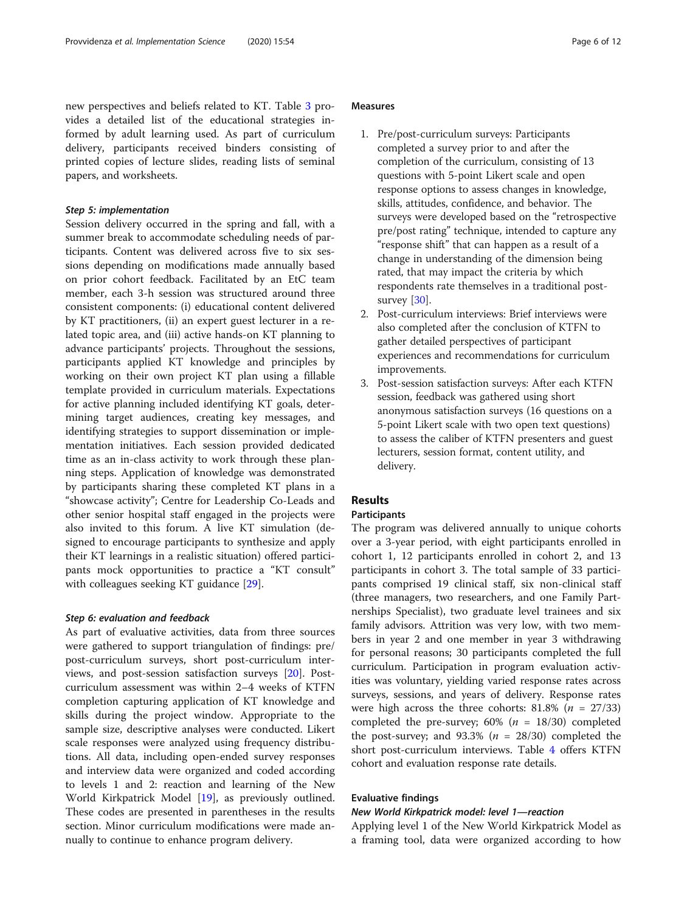new perspectives and beliefs related to KT. Table 3 provides a detailed list of the educational strategies informed by adult learning used. As part of curriculum delivery, participants received binders consisting of printed copies of lecture slides, reading lists of seminal papers, and worksheets.

#### Step 5: implementation

Session delivery occurred in the spring and fall, with a summer break to accommodate scheduling needs of participants. Content was delivered across five to six sessions depending on modifications made annually based on prior cohort feedback. Facilitated by an EtC team member, each 3-h session was structured around three consistent components: (i) educational content delivered by KT practitioners, (ii) an expert guest lecturer in a related topic area, and (iii) active hands-on KT planning to advance participants' projects. Throughout the sessions, participants applied KT knowledge and principles by working on their own project KT plan using a fillable template provided in curriculum materials. Expectations for active planning included identifying KT goals, determining target audiences, creating key messages, and identifying strategies to support dissemination or implementation initiatives. Each session provided dedicated time as an in-class activity to work through these planning steps. Application of knowledge was demonstrated by participants sharing these completed KT plans in a "showcase activity"; Centre for Leadership Co-Leads and other senior hospital staff engaged in the projects were also invited to this forum. A live KT simulation (designed to encourage participants to synthesize and apply their KT learnings in a realistic situation) offered participants mock opportunities to practice a "KT consult" with colleagues seeking KT guidance [29].

#### Step 6: evaluation and feedback

As part of evaluative activities, data from three sources were gathered to support triangulation of findings: pre/post-curriculum surveys, short post-curriculum interviews, and post-session satisfaction surveys [20]. Post-curriculum assessment was within 2–4 weeks of KTFN completion capturing application of KT knowledge and skills during the project window. Appropriate to the sample size, descriptive analyses were conducted. Likert scale responses were analyzed using frequency distributions. All data, including open-ended survey responses and interview data were organized and coded according to levels 1 and 2: reaction and learning of the New World Kirkpatrick Model [19], as previously outlined. These codes are presented in parentheses in the results section. Minor curriculum modifications were made annually to continue to enhance program delivery.

### Measures

1. Pre/post-curriculum surveys: Participants completed a survey prior to and after the completion of the curriculum, consisting of 13 questions with 5-point Likert scale and open response options to assess changes in knowledge, skills, attitudes, confidence, and behavior. The surveys were developed based on the "retrospective pre/post rating" technique, intended to capture any "response shift" that can happen as a result of a change in understanding of the dimension being rated, that may impact the criteria by which respondents rate themselves in a traditional post-survey [30].
2. Post-curriculum interviews: Brief interviews were also completed after the conclusion of KTFN to gather detailed perspectives of participant experiences and recommendations for curriculum improvements.
3. Post-session satisfaction surveys: After each KTFN session, feedback was gathered using short anonymous satisfaction surveys (16 questions on a 5-point Likert scale with two open text questions) to assess the caliber of KTFN presenters and guest lecturers, session format, content utility, and delivery.

## Results

### Participants

The program was delivered annually to unique cohorts over a 3-year period, with eight participants enrolled in cohort 1, 12 participants enrolled in cohort 2, and 13 participants in cohort 3. The total sample of 33 participants comprised 19 clinical staff, six non-clinical staff (three managers, two researchers, and one Family Partnerships Specialist), two graduate level trainees and six family advisors. Attrition was very low, with two members in year 2 and one member in year 3 withdrawing for personal reasons; 30 participants completed the full curriculum. Participation in program evaluation activities was voluntary, yielding varied response rates across surveys, sessions, and years of delivery. Response rates were high across the three cohorts: 81.8% ($n$ = 27/33) completed the pre-survey; 60% ($n$ = 18/30) completed the post-survey; and 93.3% ($n$ = 28/30) completed the short post-curriculum interviews. Table 4 offers KTFN cohort and evaluation response rate details.

### Evaluative findings

#### New World Kirkpatrick model: level 1—reaction

Applying level 1 of the New World Kirkpatrick Model as a framing tool, data were organized according to how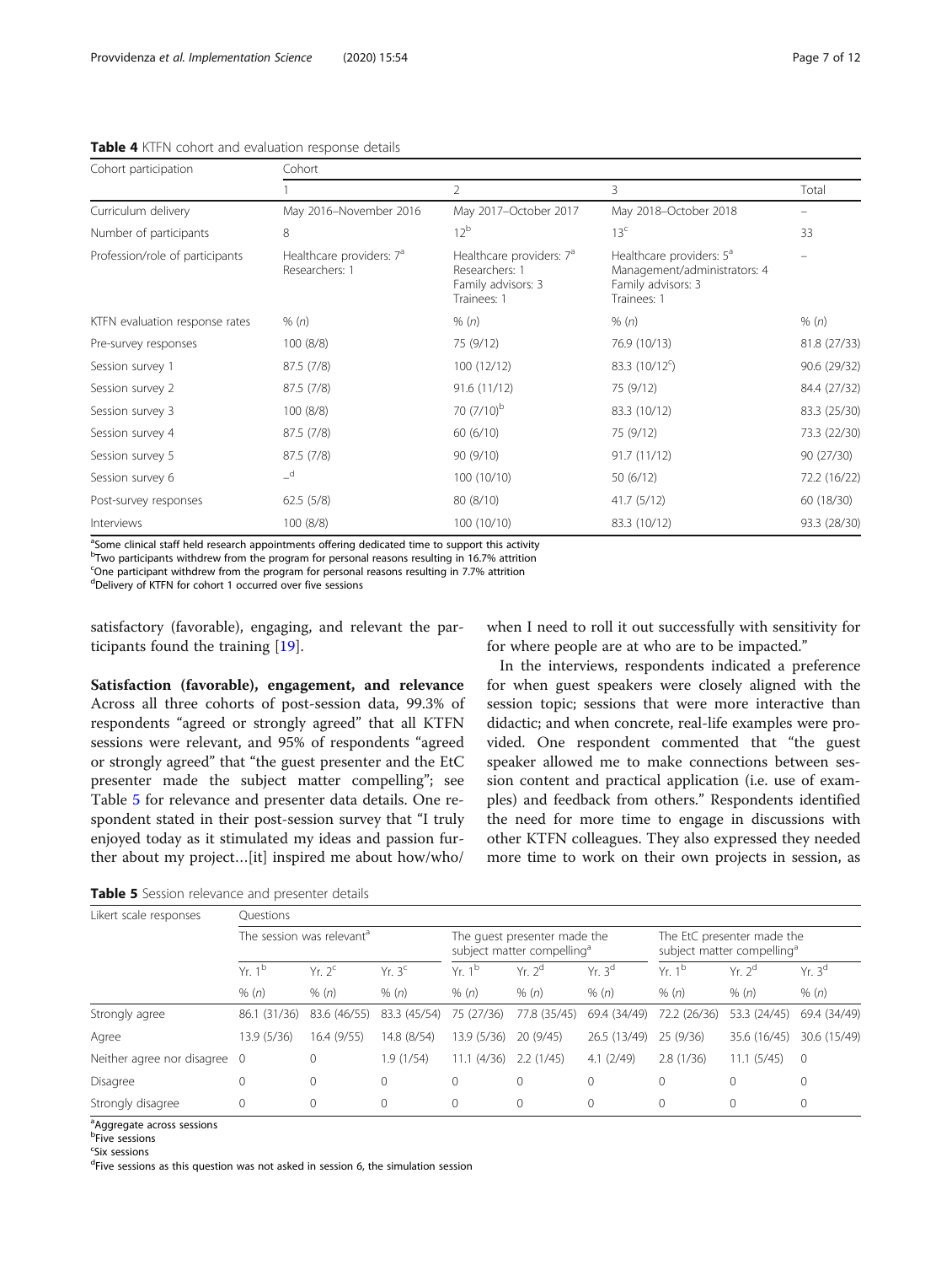**Table 4** KTFN cohort and evaluation response details

| Cohort participation | Cohort | | | |
|---|---|---|---|---|
| | 1 | 2 | 3 | Total |
| Curriculum delivery | May 2016–November 2016 | May 2017–October 2017 | May 2018–October 2018 | – |
| Number of participants | 8 | 12[b] | 13[c] | 33 |
| Profession/role of participants | Healthcare providers: 7[a] Researchers: 1 | Healthcare providers: 7[a] Researchers: 1 Family advisors: 3 Trainees: 1 | Healthcare providers: 5[a] Management/administrators: 4 Family advisors: 3 Trainees: 1 | – |
| KTFN evaluation response rates | % (n) | % (n) | % (n) | % (n) |
| Pre-survey responses | 100 (8/8) | 75 (9/12) | 76.9 (10/13) | 81.8 (27/33) |
| Session survey 1 | 87.5 (7/8) | 100 (12/12) | 83.3 (10/12[c]) | 90.6 (29/32) |
| Session survey 2 | 87.5 (7/8) | 91.6 (11/12) | 75 (9/12) | 84.4 (27/32) |
| Session survey 3 | 100 (8/8) | 70 (7/10)[b] | 83.3 (10/12) | 83.3 (25/30) |
| Session survey 4 | 87.5 (7/8) | 60 (6/10) | 75 (9/12) | 73.3 (22/30) |
| Session survey 5 | 87.5 (7/8) | 90 (9/10) | 91.7 (11/12) | 90 (27/30) |
| Session survey 6 | –[d] | 100 (10/10) | 50 (6/12) | 72.2 (16/22) |
| Post-survey responses | 62.5 (5/8) | 80 (8/10) | 41.7 (5/12) | 60 (18/30) |
| Interviews | 100 (8/8) | 100 (10/10) | 83.3 (10/12) | 93.3 (28/30) |

[a]Some clinical staff held research appointments offering dedicated time to support this activity
[b]Two participants withdrew from the program for personal reasons resulting in 16.7% attrition
[c]One participant withdrew from the program for personal reasons resulting in 7.7% attrition
[d]Delivery of KTFN for cohort 1 occurred over five sessions

satisfactory (favorable), engaging, and relevant the participants found the training [19].

**Satisfaction (favorable), engagement, and relevance**
Across all three cohorts of post-session data, 99.3% of respondents "agreed or strongly agreed" that all KTFN sessions were relevant, and 95% of respondents "agreed or strongly agreed" that "the guest presenter and the EtC presenter made the subject matter compelling"; see Table 5 for relevance and presenter data details. One respondent stated in their post-session survey that "I truly enjoyed today as it stimulated my ideas and passion further about my project…[it] inspired me about how/who/when I need to roll it out successfully with sensitivity for for where people are at who are to be impacted."

In the interviews, respondents indicated a preference for when guest speakers were closely aligned with the session topic; sessions that were more interactive than didactic; and when concrete, real-life examples were provided. One respondent commented that "the guest speaker allowed me to make connections between session content and practical application (i.e. use of examples) and feedback from others." Respondents identified the need for more time to engage in discussions with other KTFN colleagues. They also expressed they needed more time to work on their own projects in session, as

**Table 5** Session relevance and presenter details

| Likert scale responses | Questions | | | | | | | | |
|---|---|---|---|---|---|---|---|---|---|
| | The session was relevant[a] | | | The guest presenter made the subject matter compelling[a] | | | The EtC presenter made the subject matter compelling[a] | | |
| | Yr. 1[b] | Yr. 2[c] | Yr. 3[c] | Yr. 1[b] | Yr. 2[d] | Yr. 3[d] | Yr. 1[b] | Yr. 2[d] | Yr. 3[d] |
| | % (n) | % (n) | % (n) | % (n) | % (n) | % (n) | % (n) | % (n) | % (n) |
| Strongly agree | 86.1 (31/36) | 83.6 (46/55) | 83.3 (45/54) | 75 (27/36) | 77.8 (35/45) | 69.4 (34/49) | 72.2 (26/36) | 53.3 (24/45) | 69.4 (34/49) |
| Agree | 13.9 (5/36) | 16.4 (9/55) | 14.8 (8/54) | 13.9 (5/36) | 20 (9/45) | 26.5 (13/49) | 25 (9/36) | 35.6 (16/45) | 30.6 (15/49) |
| Neither agree nor disagree | 0 | 0 | 1.9 (1/54) | 11.1 (4/36) | 2.2 (1/45) | 4.1 (2/49) | 2.8 (1/36) | 11.1 (5/45) | 0 |
| Disagree | 0 | 0 | 0 | 0 | 0 | 0 | 0 | 0 | 0 |
| Strongly disagree | 0 | 0 | 0 | 0 | 0 | 0 | 0 | 0 | 0 |

[a]Aggregate across sessions
[b]Five sessions
[c]Six sessions
[d]Five sessions as this question was not asked in session 6, the simulation session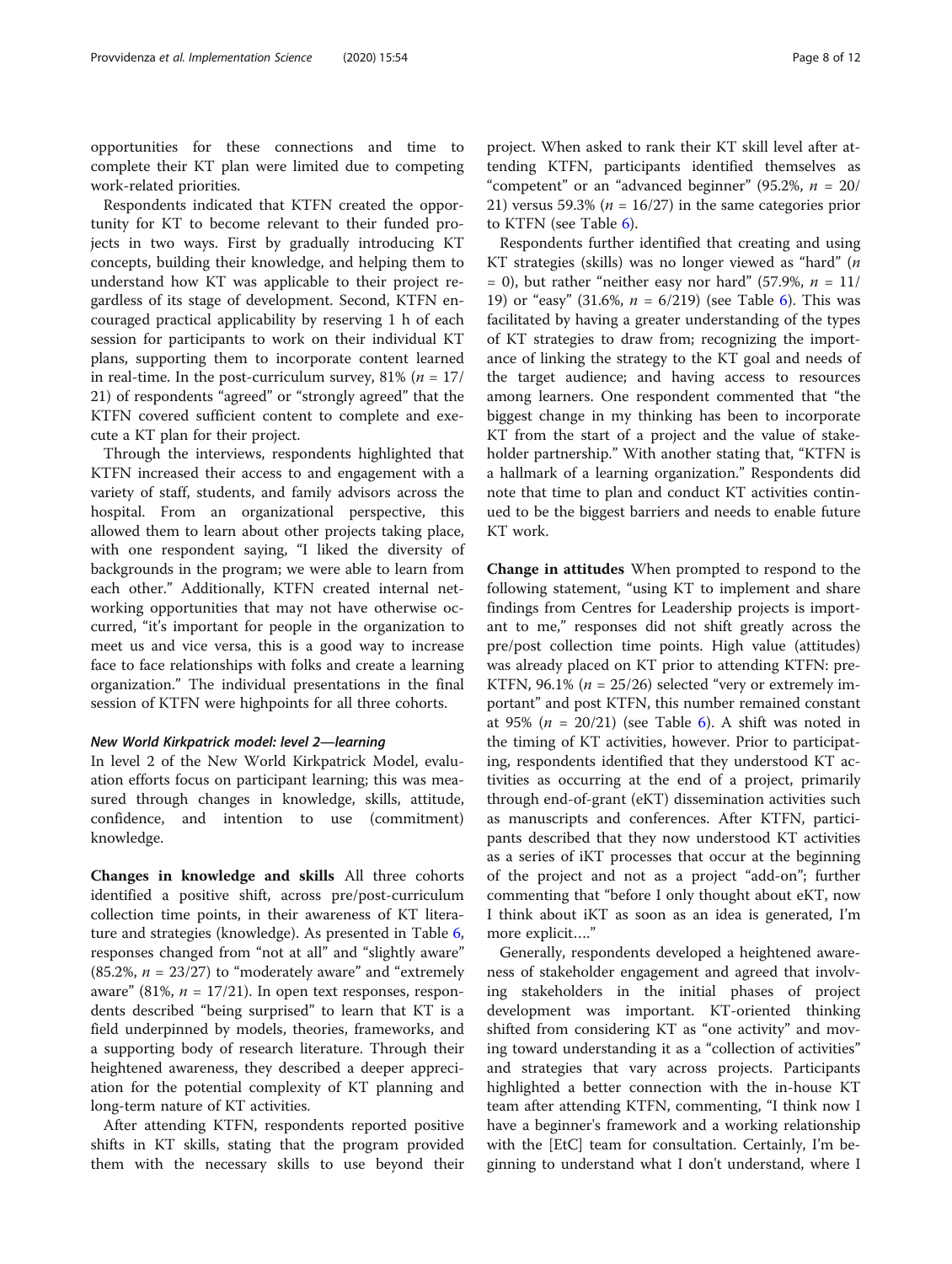opportunities for these connections and time to complete their KT plan were limited due to competing work-related priorities.

Respondents indicated that KTFN created the opportunity for KT to become relevant to their funded projects in two ways. First by gradually introducing KT concepts, building their knowledge, and helping them to understand how KT was applicable to their project regardless of its stage of development. Second, KTFN encouraged practical applicability by reserving 1 h of each session for participants to work on their individual KT plans, supporting them to incorporate content learned in real-time. In the post-curriculum survey, 81% ($n = 17/21$) of respondents "agreed" or "strongly agreed" that the KTFN covered sufficient content to complete and execute a KT plan for their project.

Through the interviews, respondents highlighted that KTFN increased their access to and engagement with a variety of staff, students, and family advisors across the hospital. From an organizational perspective, this allowed them to learn about other projects taking place, with one respondent saying, "I liked the diversity of backgrounds in the program; we were able to learn from each other." Additionally, KTFN created internal networking opportunities that may not have otherwise occurred, "it's important for people in the organization to meet us and vice versa, this is a good way to increase face to face relationships with folks and create a learning organization." The individual presentations in the final session of KTFN were highpoints for all three cohorts.

#### *New World Kirkpatrick model: level 2—learning*

In level 2 of the New World Kirkpatrick Model, evaluation efforts focus on participant learning; this was measured through changes in knowledge, skills, attitude, confidence, and intention to use (commitment) knowledge.

**Changes in knowledge and skills** All three cohorts identified a positive shift, across pre/post-curriculum collection time points, in their awareness of KT literature and strategies (knowledge). As presented in Table 6, responses changed from "not at all" and "slightly aware" (85.2%, $n = 23/27$) to "moderately aware" and "extremely aware" (81%, $n = 17/21$). In open text responses, respondents described "being surprised" to learn that KT is a field underpinned by models, theories, frameworks, and a supporting body of research literature. Through their heightened awareness, they described a deeper appreciation for the potential complexity of KT planning and long-term nature of KT activities.

After attending KTFN, respondents reported positive shifts in KT skills, stating that the program provided them with the necessary skills to use beyond their project. When asked to rank their KT skill level after attending KTFN, participants identified themselves as "competent" or an "advanced beginner" (95.2%, $n = 20/21$) versus 59.3% ($n = 16/27$) in the same categories prior to KTFN (see Table 6).

Respondents further identified that creating and using KT strategies (skills) was no longer viewed as "hard" ($n = 0$), but rather "neither easy nor hard" (57.9%, $n = 11/19$) or "easy" (31.6%, $n = 6/219$) (see Table 6). This was facilitated by having a greater understanding of the types of KT strategies to draw from; recognizing the importance of linking the strategy to the KT goal and needs of the target audience; and having access to resources among learners. One respondent commented that "the biggest change in my thinking has been to incorporate KT from the start of a project and the value of stakeholder partnership." With another stating that, "KTFN is a hallmark of a learning organization." Respondents did note that time to plan and conduct KT activities continued to be the biggest barriers and needs to enable future KT work.

**Change in attitudes** When prompted to respond to the following statement, "using KT to implement and share findings from Centres for Leadership projects is important to me," responses did not shift greatly across the pre/post collection time points. High value (attitudes) was already placed on KT prior to attending KTFN: pre-KTFN, 96.1% ($n = 25/26$) selected "very or extremely important" and post KTFN, this number remained constant at 95% ($n = 20/21$) (see Table 6). A shift was noted in the timing of KT activities, however. Prior to participating, respondents identified that they understood KT activities as occurring at the end of a project, primarily through end-of-grant (eKT) dissemination activities such as manuscripts and conferences. After KTFN, participants described that they now understood KT activities as a series of iKT processes that occur at the beginning of the project and not as a project "add-on"; further commenting that "before I only thought about eKT, now I think about iKT as soon as an idea is generated, I'm more explicit…."

Generally, respondents developed a heightened awareness of stakeholder engagement and agreed that involving stakeholders in the initial phases of project development was important. KT-oriented thinking shifted from considering KT as "one activity" and moving toward understanding it as a "collection of activities" and strategies that vary across projects. Participants highlighted a better connection with the in-house KT team after attending KTFN, commenting, "I think now I have a beginner's framework and a working relationship with the [EtC] team for consultation. Certainly, I'm beginning to understand what I don't understand, where I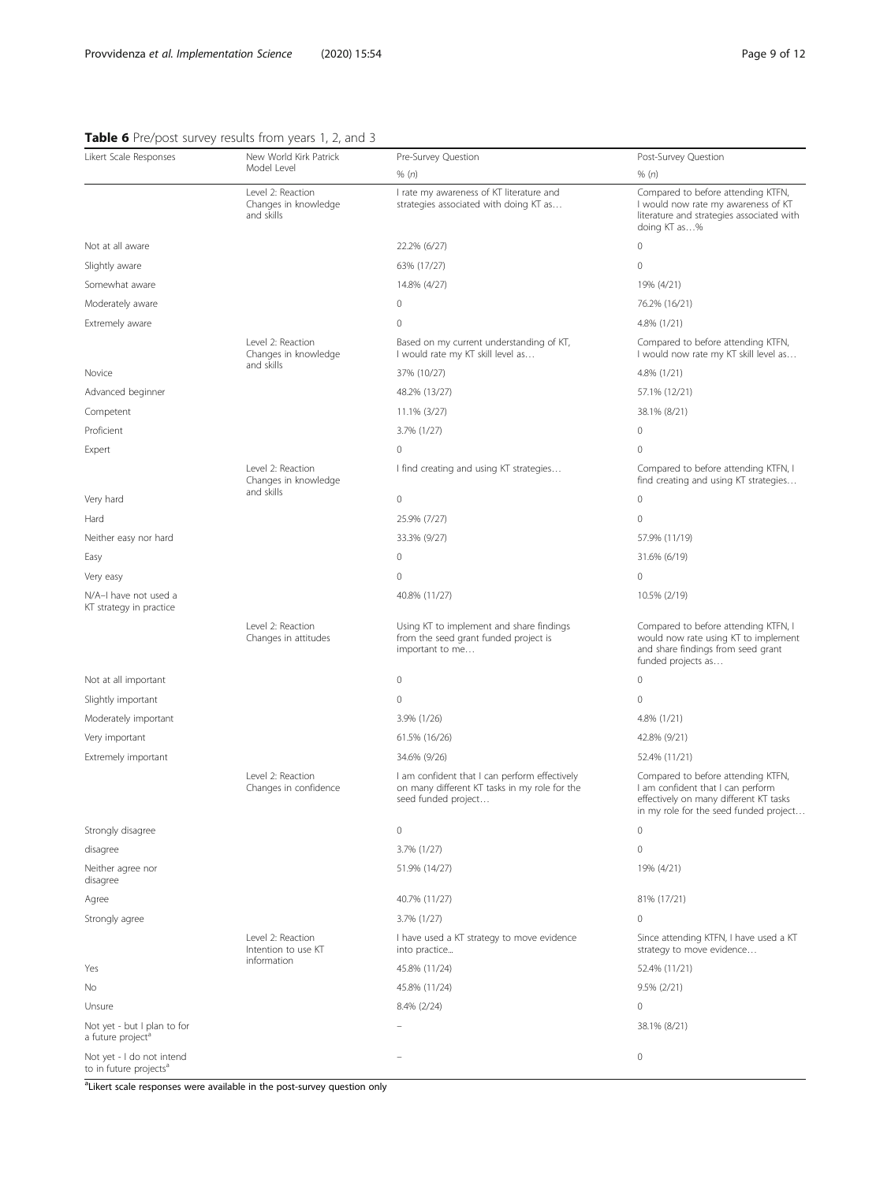**Table 6** Pre/post survey results from years 1, 2, and 3

| Likert Scale Responses | New World Kirk Patrick Model Level | Pre-Survey Question % (n) | Post-Survey Question % (n) |
|---|---|---|---|
| | Level 2: Reaction Changes in knowledge and skills | I rate my awareness of KT literature and strategies associated with doing KT as… | Compared to before attending KTFN, I would now rate my awareness of KT literature and strategies associated with doing KT as…% |
| Not at all aware | | 22.2% (6/27) | 0 |
| Slightly aware | | 63% (17/27) | 0 |
| Somewhat aware | | 14.8% (4/27) | 19% (4/21) |
| Moderately aware | | 0 | 76.2% (16/21) |
| Extremely aware | | 0 | 4.8% (1/21) |
| | Level 2: Reaction Changes in knowledge and skills | Based on my current understanding of KT, I would rate my KT skill level as… | Compared to before attending KTFN, I would now rate my KT skill level as… |
| Novice | | 37% (10/27) | 4.8% (1/21) |
| Advanced beginner | | 48.2% (13/27) | 57.1% (12/21) |
| Competent | | 11.1% (3/27) | 38.1% (8/21) |
| Proficient | | 3.7% (1/27) | 0 |
| Expert | | 0 | 0 |
| | Level 2: Reaction Changes in knowledge and skills | I find creating and using KT strategies… | Compared to before attending KTFN, I find creating and using KT strategies… |
| Very hard | | 0 | 0 |
| Hard | | 25.9% (7/27) | 0 |
| Neither easy nor hard | | 33.3% (9/27) | 57.9% (11/19) |
| Easy | | 0 | 31.6% (6/19) |
| Very easy | | 0 | 0 |
| N/A–I have not used a KT strategy in practice | | 40.8% (11/27) | 10.5% (2/19) |
| | Level 2: Reaction Changes in attitudes | Using KT to implement and share findings from the seed grant funded project is important to me… | Compared to before attending KTFN, I would now rate using KT to implement and share findings from seed grant funded projects as… |
| Not at all important | | 0 | 0 |
| Slightly important | | 0 | 0 |
| Moderately important | | 3.9% (1/26) | 4.8% (1/21) |
| Very important | | 61.5% (16/26) | 42.8% (9/21) |
| Extremely important | | 34.6% (9/26) | 52.4% (11/21) |
| | Level 2: Reaction Changes in confidence | I am confident that I can perform effectively on many different KT tasks in my role for the seed funded project… | Compared to before attending KTFN, I am confident that I can perform effectively on many different KT tasks in my role for the seed funded project… |
| Strongly disagree | | 0 | 0 |
| disagree | | 3.7% (1/27) | 0 |
| Neither agree nor disagree | | 51.9% (14/27) | 19% (4/21) |
| Agree | | 40.7% (11/27) | 81% (17/21) |
| Strongly agree | | 3.7% (1/27) | 0 |
| | Level 2: Reaction Intention to use KT information | I have used a KT strategy to move evidence into practice… | Since attending KTFN, I have used a KT strategy to move evidence… |
| Yes | | 45.8% (11/24) | 52.4% (11/21) |
| No | | 45.8% (11/24) | 9.5% (2/21) |
| Unsure | | 8.4% (2/24) | 0 |
| Not yet - but I plan to for a future project[a] | | – | 38.1% (8/21) |
| Not yet - I do not intend to in future projects[a] | | – | 0 |

[a]Likert scale responses were available in the post-survey question only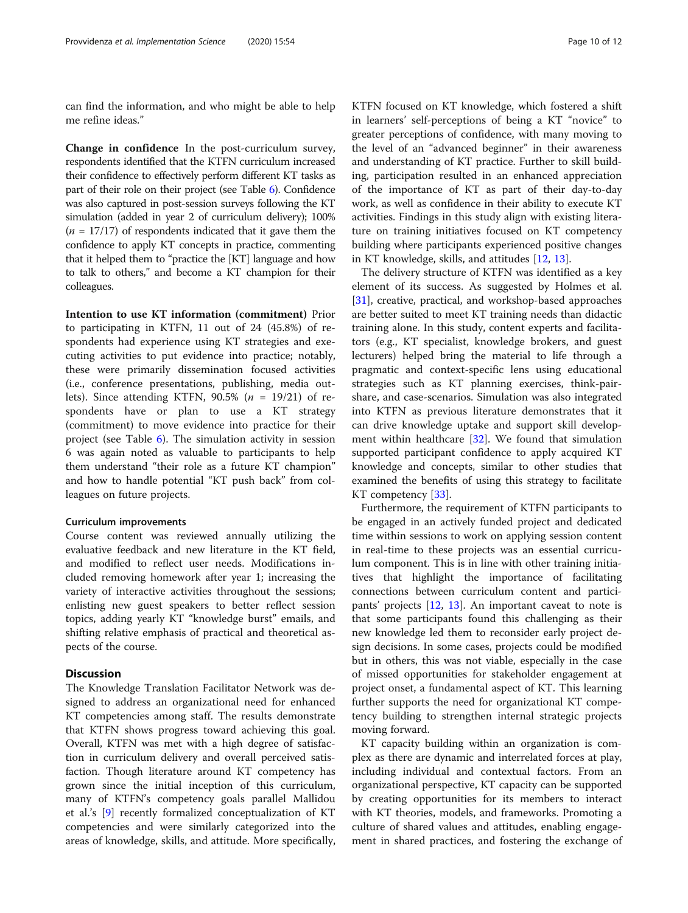can find the information, and who might be able to help me refine ideas."

**Change in confidence** In the post-curriculum survey, respondents identified that the KTFN curriculum increased their confidence to effectively perform different KT tasks as part of their role on their project (see Table 6). Confidence was also captured in post-session surveys following the KT simulation (added in year 2 of curriculum delivery); 100% ($n$ = 17/17) of respondents indicated that it gave them the confidence to apply KT concepts in practice, commenting that it helped them to "practice the [KT] language and how to talk to others," and become a KT champion for their colleagues.

**Intention to use KT information (commitment)** Prior to participating in KTFN, 11 out of 24 (45.8%) of respondents had experience using KT strategies and executing activities to put evidence into practice; notably, these were primarily dissemination focused activities (i.e., conference presentations, publishing, media outlets). Since attending KTFN, 90.5% ($n$ = 19/21) of respondents have or plan to use a KT strategy (commitment) to move evidence into practice for their project (see Table 6). The simulation activity in session 6 was again noted as valuable to participants to help them understand "their role as a future KT champion" and how to handle potential "KT push back" from colleagues on future projects.

#### Curriculum improvements

Course content was reviewed annually utilizing the evaluative feedback and new literature in the KT field, and modified to reflect user needs. Modifications included removing homework after year 1; increasing the variety of interactive activities throughout the sessions; enlisting new guest speakers to better reflect session topics, adding yearly KT "knowledge burst" emails, and shifting relative emphasis of practical and theoretical aspects of the course.

## Discussion

The Knowledge Translation Facilitator Network was designed to address an organizational need for enhanced KT competencies among staff. The results demonstrate that KTFN shows progress toward achieving this goal. Overall, KTFN was met with a high degree of satisfaction in curriculum delivery and overall perceived satisfaction. Though literature around KT competency has grown since the initial inception of this curriculum, many of KTFN's competency goals parallel Mallidou et al.'s [9] recently formalized conceptualization of KT competencies and were similarly categorized into the areas of knowledge, skills, and attitude. More specifically, KTFN focused on KT knowledge, which fostered a shift in learners' self-perceptions of being a KT "novice" to greater perceptions of confidence, with many moving to the level of an "advanced beginner" in their awareness and understanding of KT practice. Further to skill building, participation resulted in an enhanced appreciation of the importance of KT as part of their day-to-day work, as well as confidence in their ability to execute KT activities. Findings in this study align with existing literature on training initiatives focused on KT competency building where participants experienced positive changes in KT knowledge, skills, and attitudes [12, 13].

The delivery structure of KTFN was identified as a key element of its success. As suggested by Holmes et al. [31], creative, practical, and workshop-based approaches are better suited to meet KT training needs than didactic training alone. In this study, content experts and facilitators (e.g., KT specialist, knowledge brokers, and guest lecturers) helped bring the material to life through a pragmatic and context-specific lens using educational strategies such as KT planning exercises, think-pair-share, and case-scenarios. Simulation was also integrated into KTFN as previous literature demonstrates that it can drive knowledge uptake and support skill development within healthcare [32]. We found that simulation supported participant confidence to apply acquired KT knowledge and concepts, similar to other studies that examined the benefits of using this strategy to facilitate KT competency [33].

Furthermore, the requirement of KTFN participants to be engaged in an actively funded project and dedicated time within sessions to work on applying session content in real-time to these projects was an essential curriculum component. This is in line with other training initiatives that highlight the importance of facilitating connections between curriculum content and participants' projects [12, 13]. An important caveat to note is that some participants found this challenging as their new knowledge led them to reconsider early project design decisions. In some cases, projects could be modified but in others, this was not viable, especially in the case of missed opportunities for stakeholder engagement at project onset, a fundamental aspect of KT. This learning further supports the need for organizational KT competency building to strengthen internal strategic projects moving forward.

KT capacity building within an organization is complex as there are dynamic and interrelated forces at play, including individual and contextual factors. From an organizational perspective, KT capacity can be supported by creating opportunities for its members to interact with KT theories, models, and frameworks. Promoting a culture of shared values and attitudes, enabling engagement in shared practices, and fostering the exchange of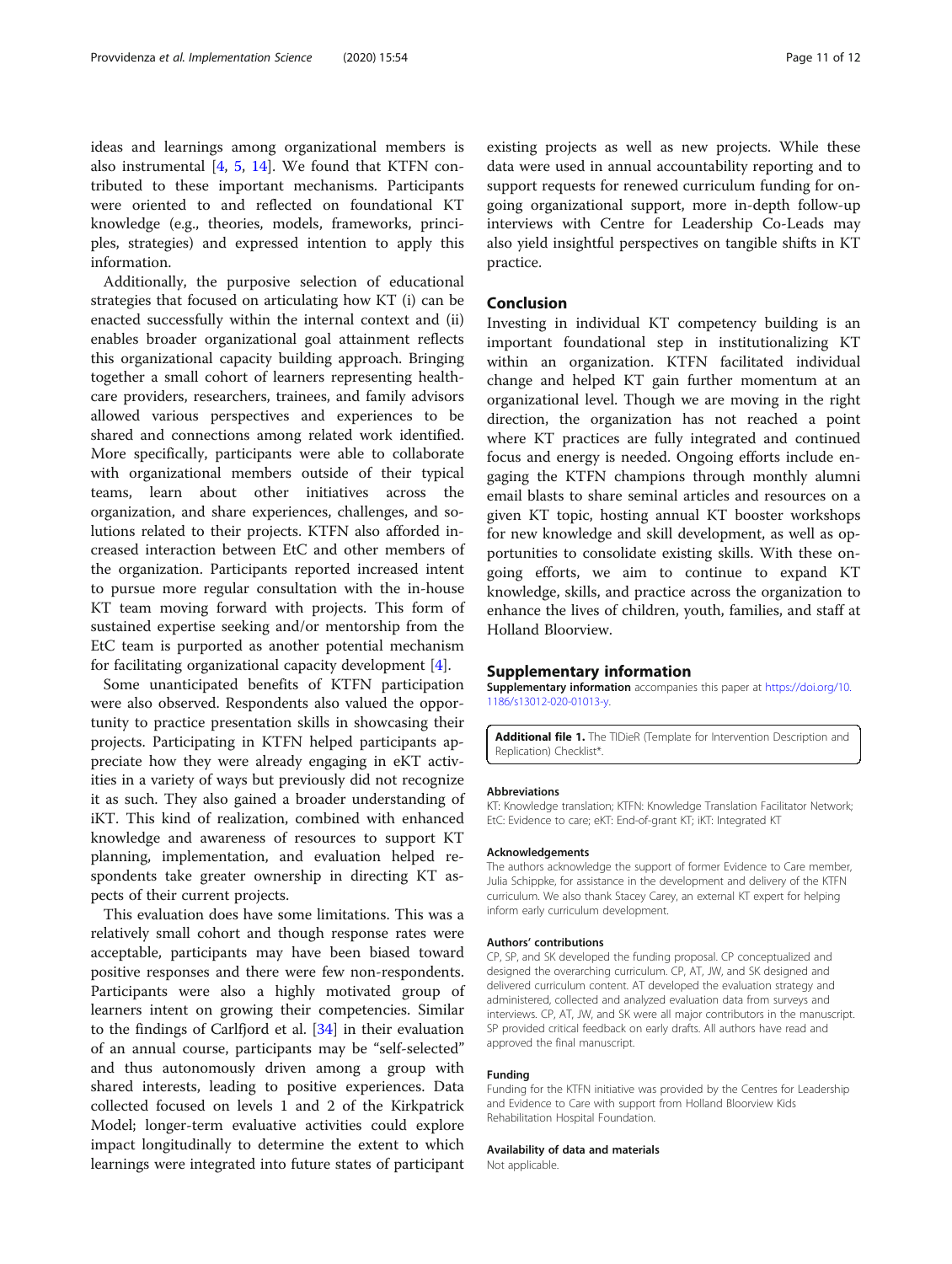ideas and learnings among organizational members is also instrumental [4, 5, 14]. We found that KTFN contributed to these important mechanisms. Participants were oriented to and reflected on foundational KT knowledge (e.g., theories, models, frameworks, principles, strategies) and expressed intention to apply this information.

Additionally, the purposive selection of educational strategies that focused on articulating how KT (i) can be enacted successfully within the internal context and (ii) enables broader organizational goal attainment reflects this organizational capacity building approach. Bringing together a small cohort of learners representing healthcare providers, researchers, trainees, and family advisors allowed various perspectives and experiences to be shared and connections among related work identified. More specifically, participants were able to collaborate with organizational members outside of their typical teams, learn about other initiatives across the organization, and share experiences, challenges, and solutions related to their projects. KTFN also afforded increased interaction between EtC and other members of the organization. Participants reported increased intent to pursue more regular consultation with the in-house KT team moving forward with projects. This form of sustained expertise seeking and/or mentorship from the EtC team is purported as another potential mechanism for facilitating organizational capacity development [4].

Some unanticipated benefits of KTFN participation were also observed. Respondents also valued the opportunity to practice presentation skills in showcasing their projects. Participating in KTFN helped participants appreciate how they were already engaging in eKT activities in a variety of ways but previously did not recognize it as such. They also gained a broader understanding of iKT. This kind of realization, combined with enhanced knowledge and awareness of resources to support KT planning, implementation, and evaluation helped respondents take greater ownership in directing KT aspects of their current projects.

This evaluation does have some limitations. This was a relatively small cohort and though response rates were acceptable, participants may have been biased toward positive responses and there were few non-respondents. Participants were also a highly motivated group of learners intent on growing their competencies. Similar to the findings of Carlfjord et al. [34] in their evaluation of an annual course, participants may be "self-selected" and thus autonomously driven among a group with shared interests, leading to positive experiences. Data collected focused on levels 1 and 2 of the Kirkpatrick Model; longer-term evaluative activities could explore impact longitudinally to determine the extent to which learnings were integrated into future states of participant existing projects as well as new projects. While these data were used in annual accountability reporting and to support requests for renewed curriculum funding for ongoing organizational support, more in-depth follow-up interviews with Centre for Leadership Co-Leads may also yield insightful perspectives on tangible shifts in KT practice.

## Conclusion

Investing in individual KT competency building is an important foundational step in institutionalizing KT within an organization. KTFN facilitated individual change and helped KT gain further momentum at an organizational level. Though we are moving in the right direction, the organization has not reached a point where KT practices are fully integrated and continued focus and energy is needed. Ongoing efforts include engaging the KTFN champions through monthly alumni email blasts to share seminal articles and resources on a given KT topic, hosting annual KT booster workshops for new knowledge and skill development, as well as opportunities to consolidate existing skills. With these ongoing efforts, we aim to continue to expand KT knowledge, skills, and practice across the organization to enhance the lives of children, youth, families, and staff at Holland Bloorview.

## Supplementary information

**Supplementary information** accompanies this paper at https://doi.org/10.1186/s13012-020-01013-y.

**Additional file 1.** The TIDieR (Template for Intervention Description and Replication) Checklist*.

#### Abbreviations

KT: Knowledge translation; KTFN: Knowledge Translation Facilitator Network; EtC: Evidence to care; eKT: End-of-grant KT; iKT: Integrated KT

#### Acknowledgements

The authors acknowledge the support of former Evidence to Care member, Julia Schippke, for assistance in the development and delivery of the KTFN curriculum. We also thank Stacey Carey, an external KT expert for helping inform early curriculum development.

#### Authors' contributions

CP, SP, and SK developed the funding proposal. CP conceptualized and designed the overarching curriculum. CP, AT, JW, and SK designed and delivered curriculum content. AT developed the evaluation strategy and administered, collected and analyzed evaluation data from surveys and interviews. CP, AT, JW, and SK were all major contributors in the manuscript. SP provided critical feedback on early drafts. All authors have read and approved the final manuscript.

#### Funding

Funding for the KTFN initiative was provided by the Centres for Leadership and Evidence to Care with support from Holland Bloorview Kids Rehabilitation Hospital Foundation.

#### Availability of data and materials

Not applicable.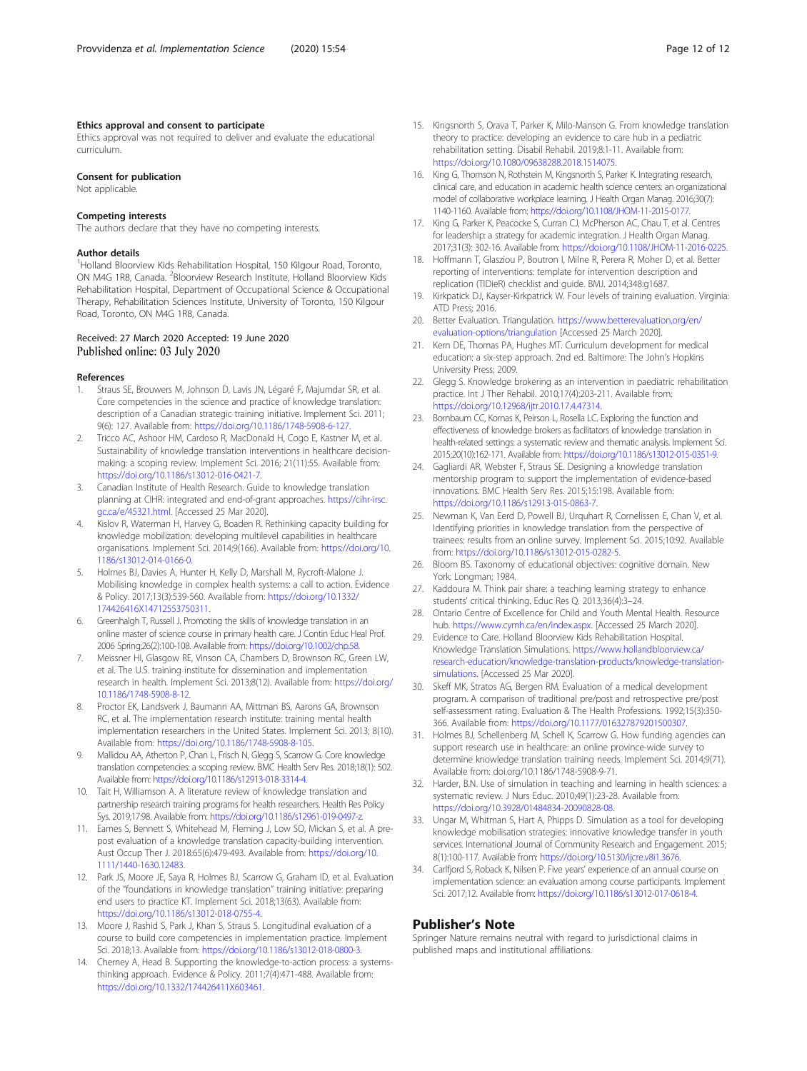#### Ethics approval and consent to participate

Ethics approval was not required to deliver and evaluate the educational curriculum.

#### Consent for publication

Not applicable.

#### Competing interests

The authors declare that they have no competing interests.

#### Author details

[1]Holland Bloorview Kids Rehabilitation Hospital, 150 Kilgour Road, Toronto, ON M4G 1R8, Canada. [2]Bloorview Research Institute, Holland Bloorview Kids Rehabilitation Hospital, Department of Occupational Science & Occupational Therapy, Rehabilitation Sciences Institute, University of Toronto, 150 Kilgour Road, Toronto, ON M4G 1R8, Canada.

Received: 27 March 2020 Accepted: 19 June 2020
Published online: 03 July 2020

#### References

1. Straus SE, Brouwers M, Johnson D, Lavis JN, Légaré F, Majumdar SR, et al. Core competencies in the science and practice of knowledge translation: description of a Canadian strategic training initiative. Implement Sci. 2011; 9(6): 127. Available from: https://doi.org/10.1186/1748-5908-6-127.
2. Tricco AC, Ashoor HM, Cardoso R, MacDonald H, Cogo E, Kastner M, et al. Sustainability of knowledge translation interventions in healthcare decision-making: a scoping review. Implement Sci. 2016; 21(11):55. Available from: https://doi.org/10.1186/s13012-016-0421-7.
3. Canadian Institute of Health Research. Guide to knowledge translation planning at CIHR: integrated and end-of-grant approaches. https://cihr-irsc.gc.ca/e/45321.html. [Accessed 25 Mar 2020].
4. Kislov R, Waterman H, Harvey G, Boaden R. Rethinking capacity building for knowledge mobilization: developing multilevel capabilities in healthcare organisations. Implement Sci. 2014;9(166). Available from: https://doi.org/10.1186/s13012-014-0166-0.
5. Holmes BJ, Davies A, Hunter H, Kelly D, Marshall M, Rycroft-Malone J. Mobilising knowledge in complex health systems: a call to action. Evidence & Policy. 2017;13(3):539-560. Available from: https://doi.org/10.1332/174426416X14712553750311.
6. Greenhalgh T, Russell J. Promoting the skills of knowledge translation in an online master of science course in primary health care. J Contin Educ Heal Prof. 2006 Spring;26(2):100-108. Available from: https://doi.org/10.1002/chp.58.
7. Meissner HI, Glasgow RE, Vinson CA, Chambers D, Brownson RC, Green LW, et al. The U.S. training institute for dissemination and implementation research in health. Implement Sci. 2013;8(12). Available from: https://doi.org/10.1186/1748-5908-8-12.
8. Proctor EK, Landsverk J, Baumann AA, Mittman BS, Aarons GA, Brownson RC, et al. The implementation research institute: training mental health implementation researchers in the United States. Implement Sci. 2013; 8(10). Available from: https://doi.org/10.1186/1748-5908-8-105.
9. Mallidou AA, Atherton P, Chan L, Frisch N, Glegg S, Scarrow G. Core knowledge translation competencies: a scoping review. BMC Health Serv Res. 2018;18(1): 502. Available from: https://doi.org/10.1186/s12913-018-3314-4.
10. Tait H, Williamson A. A literature review of knowledge translation and partnership research training programs for health researchers. Health Res Policy Sys. 2019;17:98. Available from: https://doi.org/10.1186/s12961-019-0497-z.
11. Eames S, Bennett S, Whitehead M, Fleming J, Low SO, Mickan S, et al. A pre-post evaluation of a knowledge translation capacity-building intervention. Aust Occup Ther J. 2018:65(6):479-493. Available from: https://doi.org/10.1111/1440-1630.12483.
12. Park JS, Moore JE, Saya R, Holmes BJ, Scarrow G, Graham ID, et al. Evaluation of the "foundations in knowledge translation" training initiative: preparing end users to practice KT. Implement Sci. 2018;13(63). Available from: https://doi.org/10.1186/s13012-018-0755-4.
13. Moore J, Rashid S, Park J, Khan S, Straus S. Longitudinal evaluation of a course to build core competencies in implementation practice. Implement Sci. 2018;13. Available from: https://doi.org/10.1186/s13012-018-0800-3.
14. Cherney A, Head B. Supporting the knowledge-to-action process: a systems-thinking approach. Evidence & Policy. 2011;7(4):471-488. Available from: https://doi.org/10.1332/174426411X603461.
15. Kingsnorth S, Orava T, Parker K, Milo-Manson G. From knowledge translation theory to practice: developing an evidence to care hub in a pediatric rehabilitation setting. Disabil Rehabil. 2019;8:1-11. Available from: https://doi.org/10.1080/09638288.2018.1514075.
16. King G, Thomson N, Rothstein M, Kingsnorth S, Parker K. Integrating research, clinical care, and education in academic health science centers: an organizational model of collaborative workplace learning. J Health Organ Manag. 2016;30(7): 1140-1160. Available from: https://doi.org/10.1108/JHOM-11-2015-0177.
17. King G, Parker K, Peacocke S, Curran CJ, McPherson AC, Chau T, et al. Centres for leadership: a strategy for academic integration. J Health Organ Manag. 2017;31(3): 302-16. Available from: https://doi.org/10.1108/JHOM-11-2016-0225.
18. Hoffmann T, Glasziou P, Boutron I, Milne R, Perera R, Moher D, et al. Better reporting of interventions: template for intervention description and replication (TIDieR) checklist and guide. BMJ. 2014;348:g1687.
19. Kirkpatick DJ, Kayser-Kirkpatrick W. Four levels of training evaluation. Virginia: ATD Press; 2016.
20. Better Evaluation. Triangulation. https://www.betterevaluation.org/en/evaluation-options/triangulation [Accessed 25 March 2020].
21. Kern DE, Thomas PA, Hughes MT. Curriculum development for medical education: a six-step approach. 2nd ed. Baltimore: The John's Hopkins University Press; 2009.
22. Glegg S. Knowledge brokering as an intervention in paediatric rehabilitation practice. Int J Ther Rehabil. 2010;17(4):203-211. Available from: https://doi.org/10.12968/ijtr.2010.17.4.47314.
23. Bornbaum CC, Kornas K, Peirson L, Rosella LC. Exploring the function and effectiveness of knowledge brokers as facilitators of knowledge translation in health-related settings: a systematic review and thematic analysis. Implement Sci. 2015;20(10):162-171. Available from: https://doi.org/10.1186/s13012-015-0351-9.
24. Gagliardi AR, Webster F, Straus SE. Designing a knowledge translation mentorship program to support the implementation of evidence-based innovations. BMC Health Serv Res. 2015;15:198. Available from: https://doi.org/10.1186/s12913-015-0863-7.
25. Newman K, Van Eerd D, Powell BJ, Urquhart R, Cornelissen E, Chan V, et al. Identifying priorities in knowledge translation from the perspective of trainees: results from an online survey. Implement Sci. 2015;10:92. Available from: https://doi.org/10.1186/s13012-015-0282-5.
26. Bloom BS. Taxonomy of educational objectives: cognitive domain. New York: Longman; 1984.
27. Kaddoura M. Think pair share: a teaching learning strategy to enhance students' critical thinking. Educ Res Q. 2013;36(4):3–24.
28. Ontario Centre of Excellence for Child and Youth Mental Health. Resource hub. https://www.cymh.ca/en/index.aspx. [Accessed 25 March 2020].
29. Evidence to Care. Holland Bloorview Kids Rehabilitation Hospital. Knowledge Translation Simulations. https://www.hollandbloorview.ca/research-education/knowledge-translation-products/knowledge-translation-simulations. [Accessed 25 Mar 2020].
30. Skeff MK, Stratos AG, Bergen RM. Evaluation of a medical development program. A comparison of traditional pre/post and retrospective pre/post self-assessment rating. Evaluation & The Health Professions. 1992;15(3):350-366. Available from: https://doi.org/10.1177/016327879201500307.
31. Holmes BJ, Schellenberg M, Schell K, Scarrow G. How funding agencies can support research use in healthcare: an online province-wide survey to determine knowledge translation training needs. Implement Sci. 2014;9(71). Available from: doi.org/10.1186/1748-5908-9-71.
32. Harder, B.N. Use of simulation in teaching and learning in health sciences: a systematic review. J Nurs Educ. 2010;49(1):23-28. Available from: https://doi.org/10.3928/01484834-20090828-08.
33. Ungar M, Whitman S, Hart A, Phipps D. Simulation as a tool for developing knowledge mobilisation strategies: innovative knowledge transfer in youth services. International Journal of Community Research and Engagement. 2015; 8(1):100-117. Available from: https://doi.org/10.5130/ijcre.v8i1.3676.
34. Carlfjord S, Roback K, Nilsen P. Five years' experience of an annual course on implementation science: an evaluation among course participants. Implement Sci. 2017;12. Available from: https://doi.org/10.1186/s13012-017-0618-4.

## Publisher's Note

Springer Nature remains neutral with regard to jurisdictional claims in published maps and institutional affiliations.